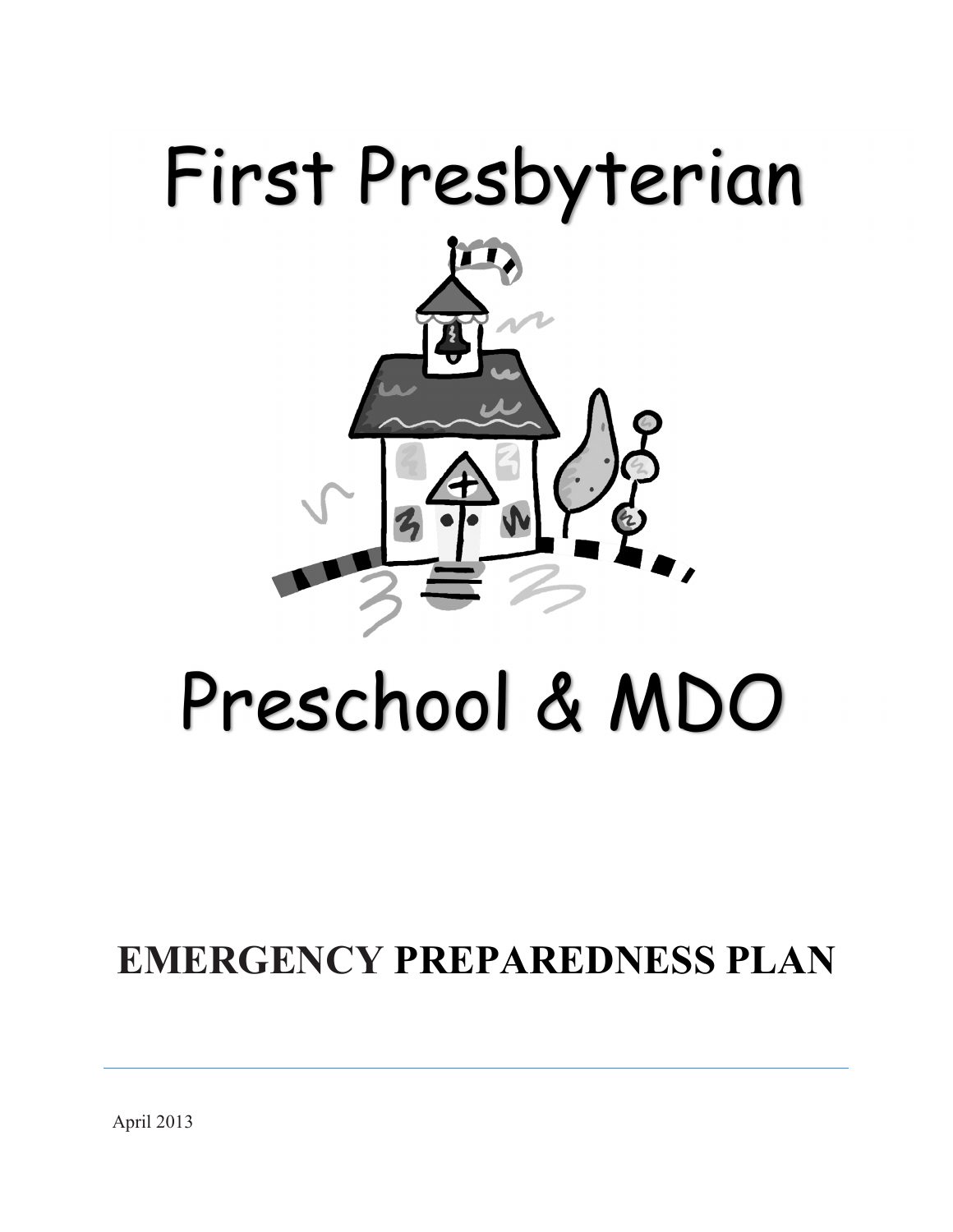# First Presbyterian

# Preschool & MDO

## EMERGENCY PREPAREDNESS PLAN

---

April 2013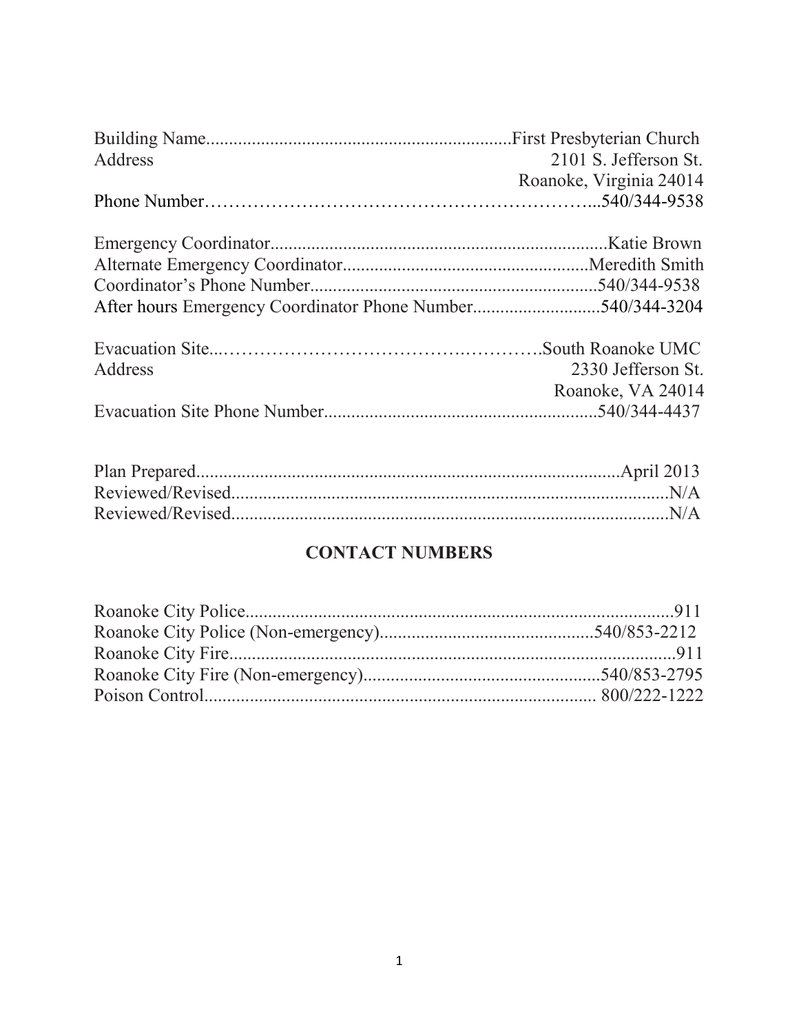Building Name..................................................................First Presbyterian Church
Address 2101 S. Jefferson St.
Roanoke, Virginia 24014
Phone Number……………………………………………………...540/344-9538

Emergency Coordinator..........................................................................Katie Brown
Alternate Emergency Coordinator......................................................Meredith Smith
Coordinator's Phone Number...............................................................540/344-9538
After hours Emergency Coordinator Phone Number............................540/344-3204

Evacuation Site...…………………………………..………….South Roanoke UMC
Address 2330 Jefferson St.
Roanoke, VA 24014
Evacuation Site Phone Number............................................................540/344-4437

Plan Prepared............................................................................................April 2013
Reviewed/Revised.................................................................................................N/A
Reviewed/Revised.................................................................................................N/A

## CONTACT NUMBERS

Roanoke City Police..............................................................................................911
Roanoke City Police (Non-emergency)...............................................540/853-2212
Roanoke City Fire..................................................................................................911
Roanoke City Fire (Non-emergency)...................................................540/853-2795
Poison Control...................................................................................... 800/222-1222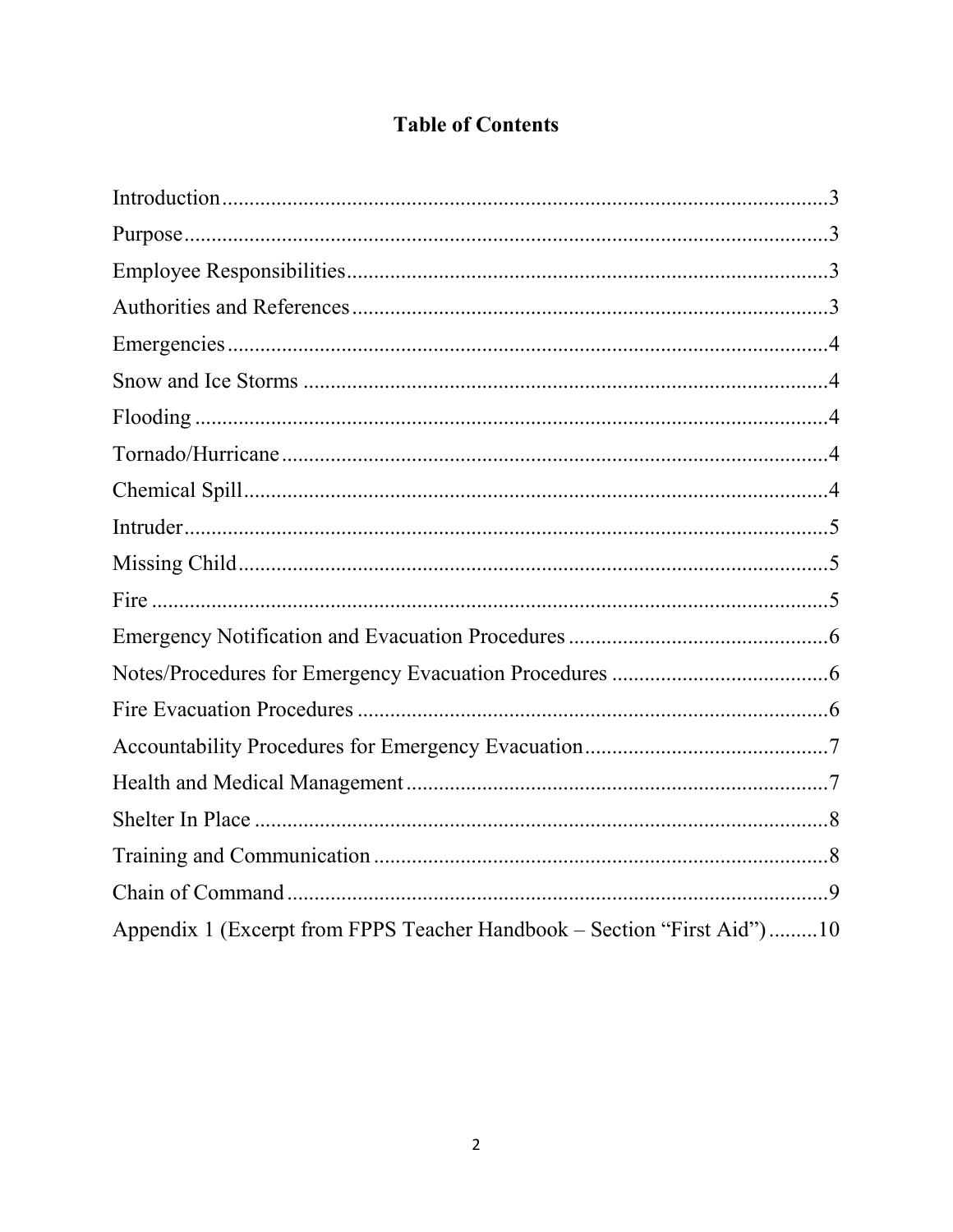# Table of Contents

Introduction....................................................................................................3
Purpose...........................................................................................................3
Employee Responsibilities..............................................................................3
Authorities and References.............................................................................3
Emergencies...................................................................................................4
Snow and Ice Storms ......................................................................................4
Flooding .........................................................................................................4
Tornado/Hurricane..........................................................................................4
Chemical Spill.................................................................................................4
Intruder...........................................................................................................5
Missing Child.................................................................................................5
Fire .................................................................................................................5
Emergency Notification and Evacuation Procedures .....................................6
Notes/Procedures for Emergency Evacuation Procedures .............................6
Fire Evacuation Procedures ...........................................................................6
Accountability Procedures for Emergency Evacuation..................................7
Health and Medical Management...................................................................7
Shelter In Place ...............................................................................................8
Training and Communication .........................................................................8
Chain of Command .........................................................................................9
Appendix 1 (Excerpt from FPPS Teacher Handbook – Section "First Aid") .........10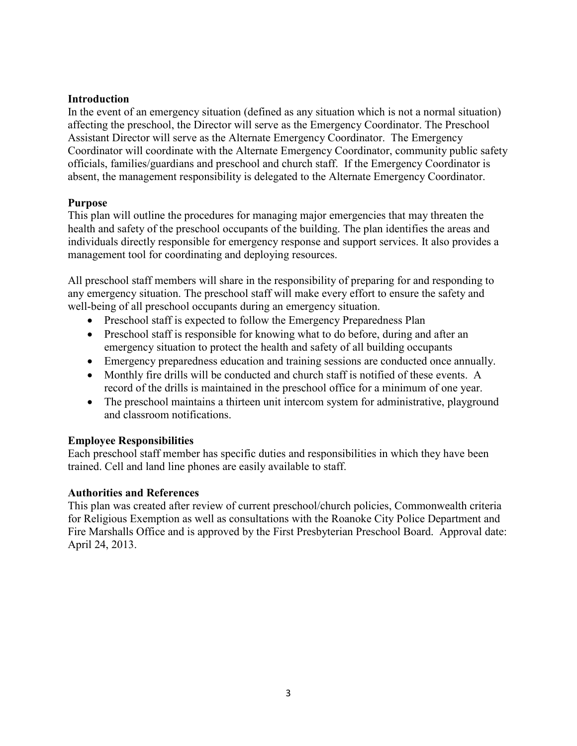## Introduction

In the event of an emergency situation (defined as any situation which is not a normal situation) affecting the preschool, the Director will serve as the Emergency Coordinator. The Preschool Assistant Director will serve as the Alternate Emergency Coordinator. The Emergency Coordinator will coordinate with the Alternate Emergency Coordinator, community public safety officials, families/guardians and preschool and church staff. If the Emergency Coordinator is absent, the management responsibility is delegated to the Alternate Emergency Coordinator.

## Purpose

This plan will outline the procedures for managing major emergencies that may threaten the health and safety of the preschool occupants of the building. The plan identifies the areas and individuals directly responsible for emergency response and support services. It also provides a management tool for coordinating and deploying resources.

All preschool staff members will share in the responsibility of preparing for and responding to any emergency situation. The preschool staff will make every effort to ensure the safety and well-being of all preschool occupants during an emergency situation.

- Preschool staff is expected to follow the Emergency Preparedness Plan
- Preschool staff is responsible for knowing what to do before, during and after an emergency situation to protect the health and safety of all building occupants
- Emergency preparedness education and training sessions are conducted once annually.
- Monthly fire drills will be conducted and church staff is notified of these events. A record of the drills is maintained in the preschool office for a minimum of one year.
- The preschool maintains a thirteen unit intercom system for administrative, playground and classroom notifications.

## Employee Responsibilities

Each preschool staff member has specific duties and responsibilities in which they have been trained. Cell and land line phones are easily available to staff.

## Authorities and References

This plan was created after review of current preschool/church policies, Commonwealth criteria for Religious Exemption as well as consultations with the Roanoke City Police Department and Fire Marshalls Office and is approved by the First Presbyterian Preschool Board. Approval date: April 24, 2013.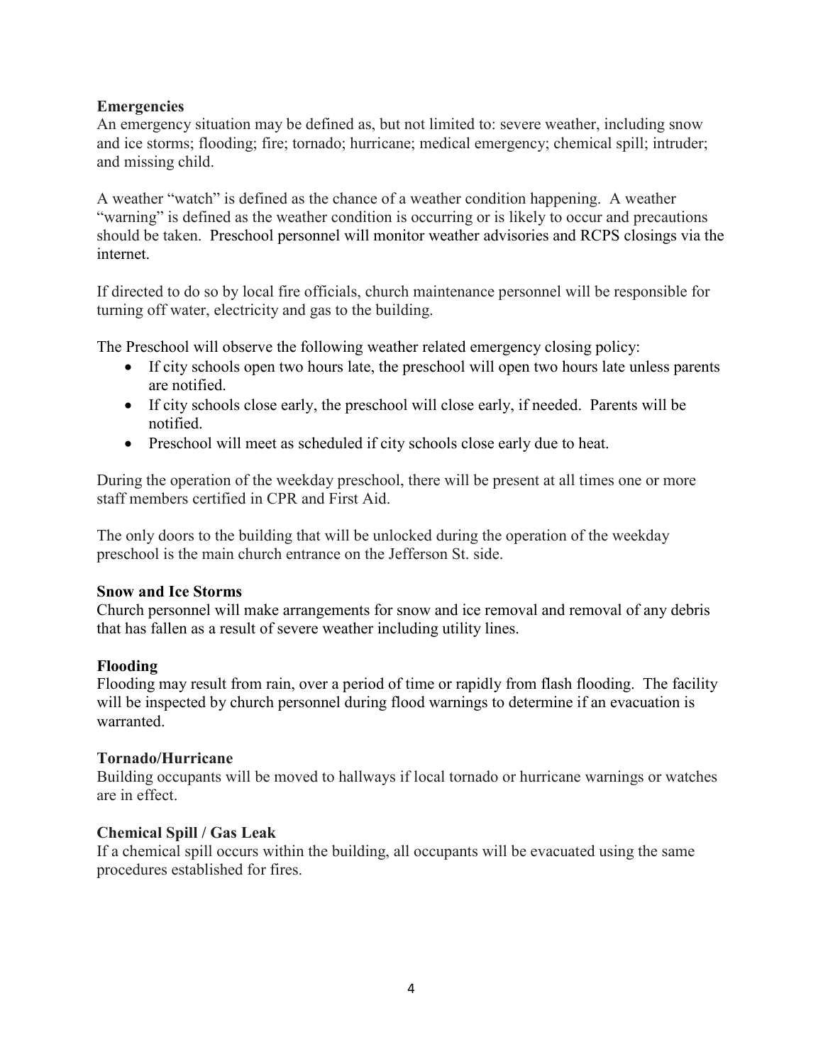**Emergencies**

An emergency situation may be defined as, but not limited to: severe weather, including snow and ice storms; flooding; fire; tornado; hurricane; medical emergency; chemical spill; intruder; and missing child.

A weather "watch" is defined as the chance of a weather condition happening. A weather "warning" is defined as the weather condition is occurring or is likely to occur and precautions should be taken. Preschool personnel will monitor weather advisories and RCPS closings via the internet.

If directed to do so by local fire officials, church maintenance personnel will be responsible for turning off water, electricity and gas to the building.

The Preschool will observe the following weather related emergency closing policy:

- If city schools open two hours late, the preschool will open two hours late unless parents are notified.
- If city schools close early, the preschool will close early, if needed. Parents will be notified.
- Preschool will meet as scheduled if city schools close early due to heat.

During the operation of the weekday preschool, there will be present at all times one or more staff members certified in CPR and First Aid.

The only doors to the building that will be unlocked during the operation of the weekday preschool is the main church entrance on the Jefferson St. side.

**Snow and Ice Storms**

Church personnel will make arrangements for snow and ice removal and removal of any debris that has fallen as a result of severe weather including utility lines.

**Flooding**

Flooding may result from rain, over a period of time or rapidly from flash flooding. The facility will be inspected by church personnel during flood warnings to determine if an evacuation is warranted.

**Tornado/Hurricane**

Building occupants will be moved to hallways if local tornado or hurricane warnings or watches are in effect.

**Chemical Spill / Gas Leak**

If a chemical spill occurs within the building, all occupants will be evacuated using the same procedures established for fires.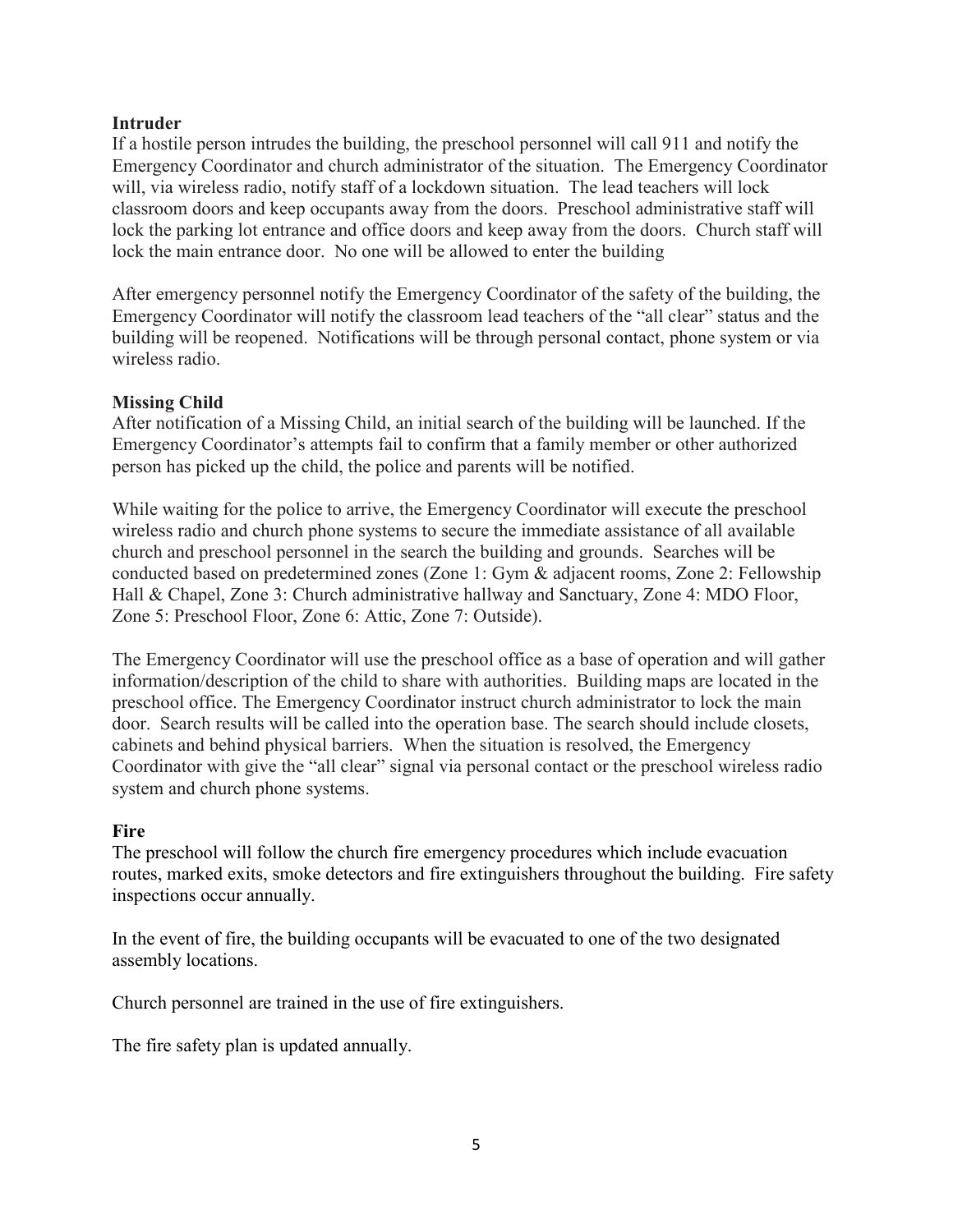### Intruder

If a hostile person intrudes the building, the preschool personnel will call 911 and notify the Emergency Coordinator and church administrator of the situation. The Emergency Coordinator will, via wireless radio, notify staff of a lockdown situation. The lead teachers will lock classroom doors and keep occupants away from the doors. Preschool administrative staff will lock the parking lot entrance and office doors and keep away from the doors. Church staff will lock the main entrance door. No one will be allowed to enter the building

After emergency personnel notify the Emergency Coordinator of the safety of the building, the Emergency Coordinator will notify the classroom lead teachers of the "all clear" status and the building will be reopened. Notifications will be through personal contact, phone system or via wireless radio.

### Missing Child

After notification of a Missing Child, an initial search of the building will be launched. If the Emergency Coordinator's attempts fail to confirm that a family member or other authorized person has picked up the child, the police and parents will be notified.

While waiting for the police to arrive, the Emergency Coordinator will execute the preschool wireless radio and church phone systems to secure the immediate assistance of all available church and preschool personnel in the search the building and grounds. Searches will be conducted based on predetermined zones (Zone 1: Gym & adjacent rooms, Zone 2: Fellowship Hall & Chapel, Zone 3: Church administrative hallway and Sanctuary, Zone 4: MDO Floor, Zone 5: Preschool Floor, Zone 6: Attic, Zone 7: Outside).

The Emergency Coordinator will use the preschool office as a base of operation and will gather information/description of the child to share with authorities. Building maps are located in the preschool office. The Emergency Coordinator instruct church administrator to lock the main door. Search results will be called into the operation base. The search should include closets, cabinets and behind physical barriers. When the situation is resolved, the Emergency Coordinator with give the "all clear" signal via personal contact or the preschool wireless radio system and church phone systems.

### Fire

The preschool will follow the church fire emergency procedures which include evacuation routes, marked exits, smoke detectors and fire extinguishers throughout the building. Fire safety inspections occur annually.

In the event of fire, the building occupants will be evacuated to one of the two designated assembly locations.

Church personnel are trained in the use of fire extinguishers.

The fire safety plan is updated annually.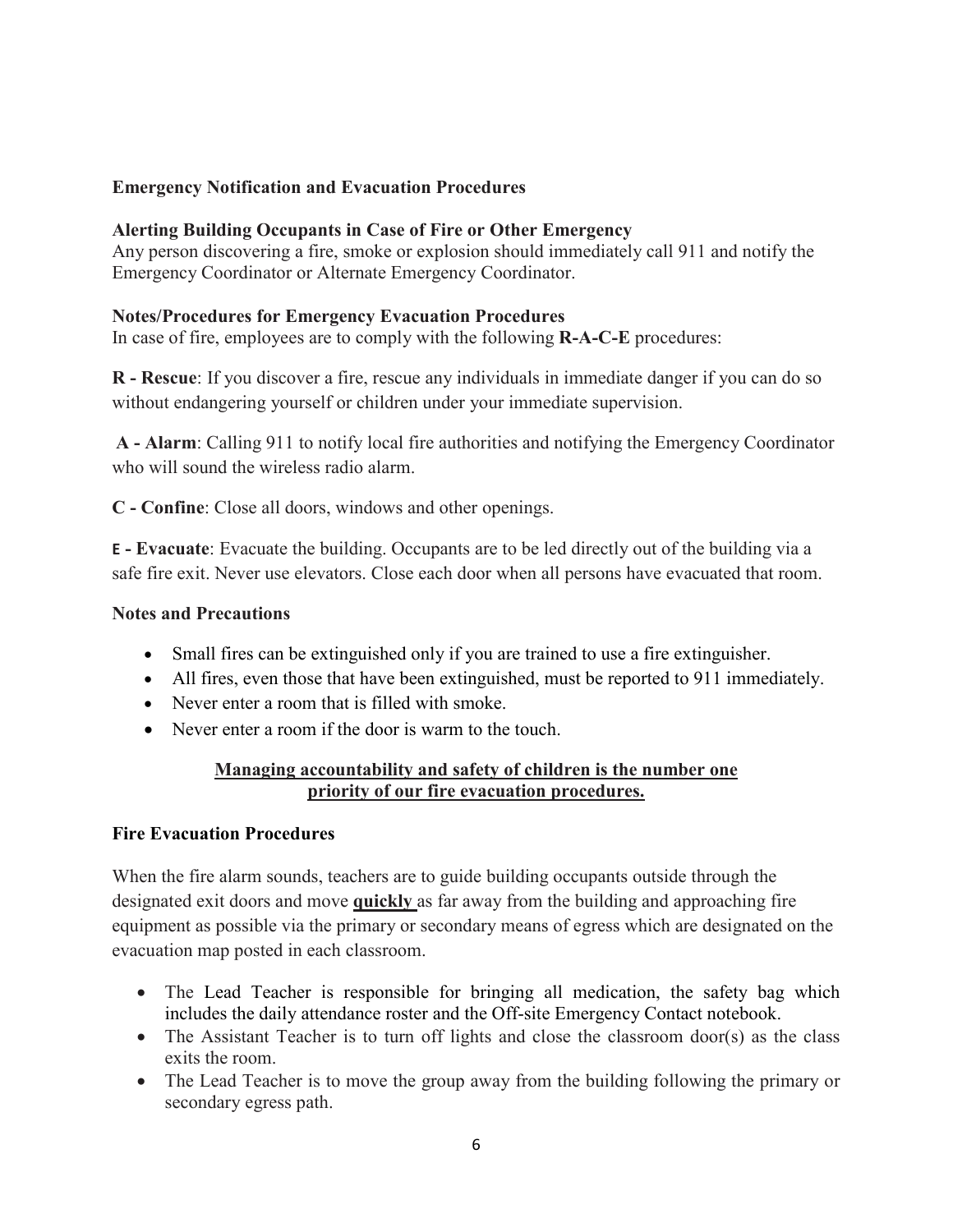## Emergency Notification and Evacuation Procedures

### Alerting Building Occupants in Case of Fire or Other Emergency

Any person discovering a fire, smoke or explosion should immediately call 911 and notify the Emergency Coordinator or Alternate Emergency Coordinator.

### Notes/Procedures for Emergency Evacuation Procedures

In case of fire, employees are to comply with the following **R-A-C-E** procedures:

**R - Rescue**: If you discover a fire, rescue any individuals in immediate danger if you can do so without endangering yourself or children under your immediate supervision.

**A - Alarm**: Calling 911 to notify local fire authorities and notifying the Emergency Coordinator who will sound the wireless radio alarm.

**C - Confine**: Close all doors, windows and other openings.

**E - Evacuate**: Evacuate the building. Occupants are to be led directly out of the building via a safe fire exit. Never use elevators. Close each door when all persons have evacuated that room.

### Notes and Precautions

- Small fires can be extinguished only if you are trained to use a fire extinguisher.
- All fires, even those that have been extinguished, must be reported to 911 immediately.
- Never enter a room that is filled with smoke.
- Never enter a room if the door is warm to the touch.

**Managing accountability and safety of children is the number one priority of our fire evacuation procedures.**

### Fire Evacuation Procedures

When the fire alarm sounds, teachers are to guide building occupants outside through the designated exit doors and move **quickly** as far away from the building and approaching fire equipment as possible via the primary or secondary means of egress which are designated on the evacuation map posted in each classroom.

- The Lead Teacher is responsible for bringing all medication, the safety bag which includes the daily attendance roster and the Off-site Emergency Contact notebook.
- The Assistant Teacher is to turn off lights and close the classroom door(s) as the class exits the room.
- The Lead Teacher is to move the group away from the building following the primary or secondary egress path.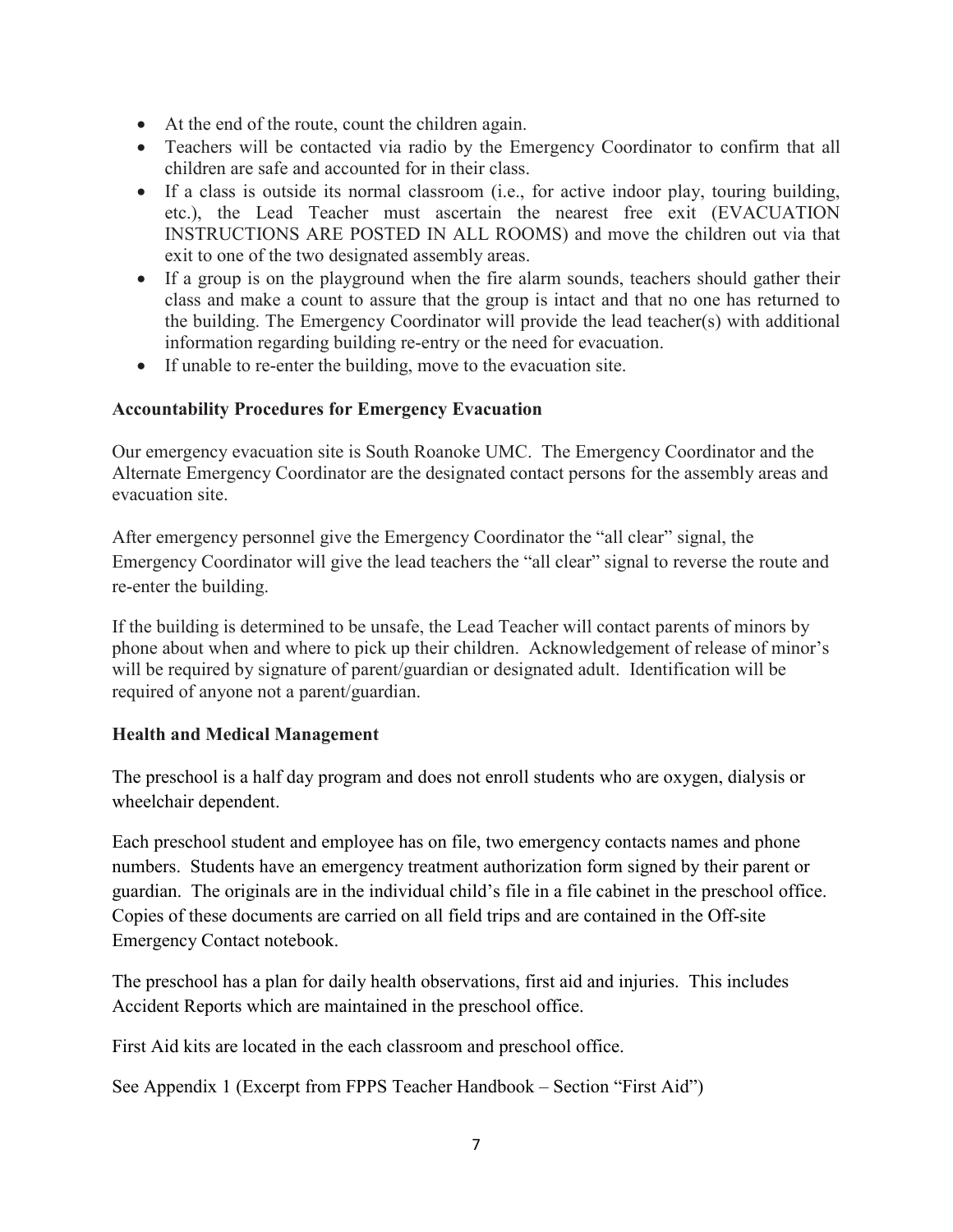- At the end of the route, count the children again.
- Teachers will be contacted via radio by the Emergency Coordinator to confirm that all children are safe and accounted for in their class.
- If a class is outside its normal classroom (i.e., for active indoor play, touring building, etc.), the Lead Teacher must ascertain the nearest free exit (EVACUATION INSTRUCTIONS ARE POSTED IN ALL ROOMS) and move the children out via that exit to one of the two designated assembly areas.
- If a group is on the playground when the fire alarm sounds, teachers should gather their class and make a count to assure that the group is intact and that no one has returned to the building. The Emergency Coordinator will provide the lead teacher(s) with additional information regarding building re-entry or the need for evacuation.
- If unable to re-enter the building, move to the evacuation site.

**Accountability Procedures for Emergency Evacuation**

Our emergency evacuation site is South Roanoke UMC. The Emergency Coordinator and the Alternate Emergency Coordinator are the designated contact persons for the assembly areas and evacuation site.

After emergency personnel give the Emergency Coordinator the "all clear" signal, the Emergency Coordinator will give the lead teachers the "all clear" signal to reverse the route and re-enter the building.

If the building is determined to be unsafe, the Lead Teacher will contact parents of minors by phone about when and where to pick up their children. Acknowledgement of release of minor's will be required by signature of parent/guardian or designated adult. Identification will be required of anyone not a parent/guardian.

**Health and Medical Management**

The preschool is a half day program and does not enroll students who are oxygen, dialysis or wheelchair dependent.

Each preschool student and employee has on file, two emergency contacts names and phone numbers. Students have an emergency treatment authorization form signed by their parent or guardian. The originals are in the individual child's file in a file cabinet in the preschool office. Copies of these documents are carried on all field trips and are contained in the Off-site Emergency Contact notebook.

The preschool has a plan for daily health observations, first aid and injuries. This includes Accident Reports which are maintained in the preschool office.

First Aid kits are located in the each classroom and preschool office.

See Appendix 1 (Excerpt from FPPS Teacher Handbook – Section "First Aid")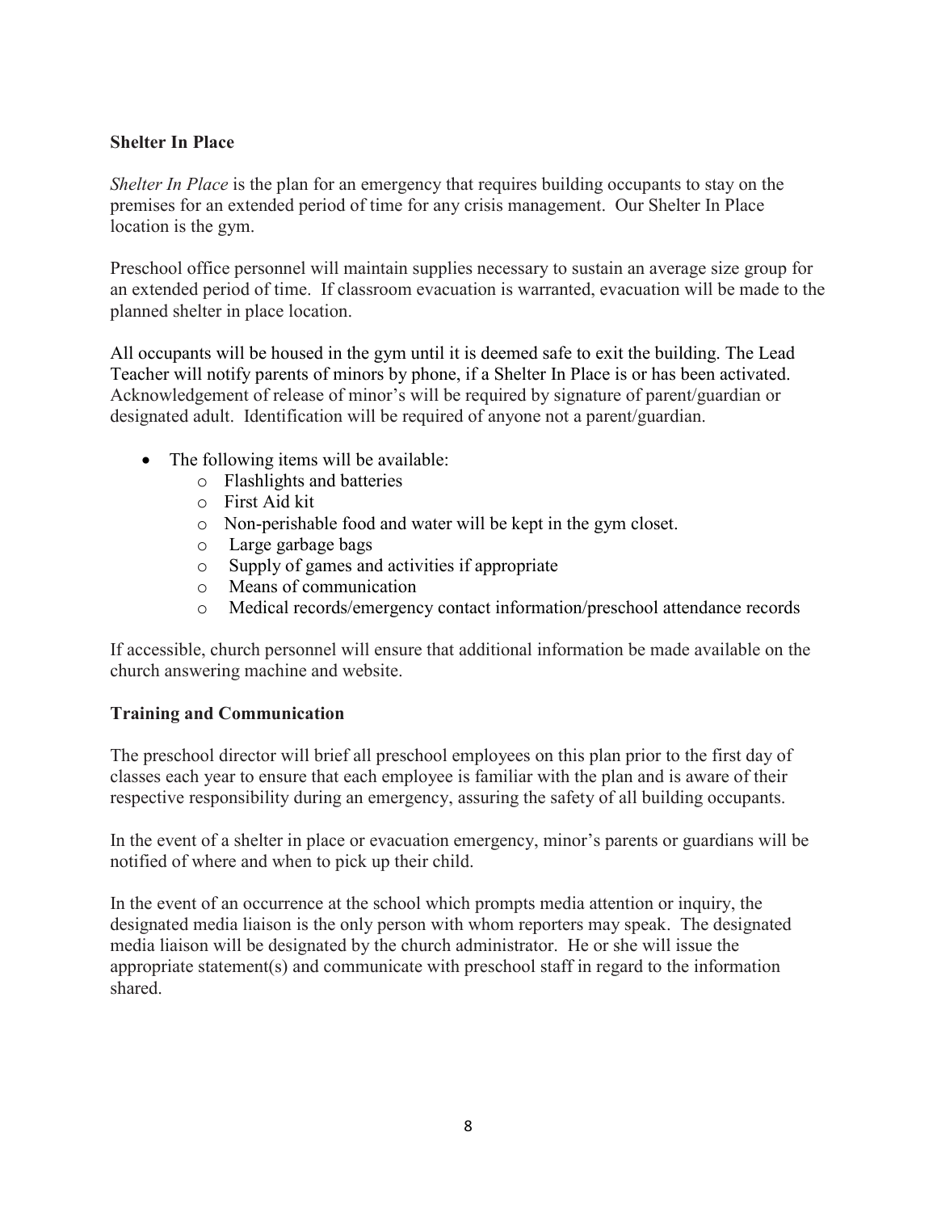## Shelter In Place

*Shelter In Place* is the plan for an emergency that requires building occupants to stay on the premises for an extended period of time for any crisis management. Our Shelter In Place location is the gym.

Preschool office personnel will maintain supplies necessary to sustain an average size group for an extended period of time. If classroom evacuation is warranted, evacuation will be made to the planned shelter in place location.

All occupants will be housed in the gym until it is deemed safe to exit the building. The Lead Teacher will notify parents of minors by phone, if a Shelter In Place is or has been activated. Acknowledgement of release of minor's will be required by signature of parent/guardian or designated adult. Identification will be required of anyone not a parent/guardian.

- The following items will be available:
  - Flashlights and batteries
  - First Aid kit
  - Non-perishable food and water will be kept in the gym closet.
  - Large garbage bags
  - Supply of games and activities if appropriate
  - Means of communication
  - Medical records/emergency contact information/preschool attendance records

If accessible, church personnel will ensure that additional information be made available on the church answering machine and website.

## Training and Communication

The preschool director will brief all preschool employees on this plan prior to the first day of classes each year to ensure that each employee is familiar with the plan and is aware of their respective responsibility during an emergency, assuring the safety of all building occupants.

In the event of a shelter in place or evacuation emergency, minor's parents or guardians will be notified of where and when to pick up their child.

In the event of an occurrence at the school which prompts media attention or inquiry, the designated media liaison is the only person with whom reporters may speak. The designated media liaison will be designated by the church administrator. He or she will issue the appropriate statement(s) and communicate with preschool staff in regard to the information shared.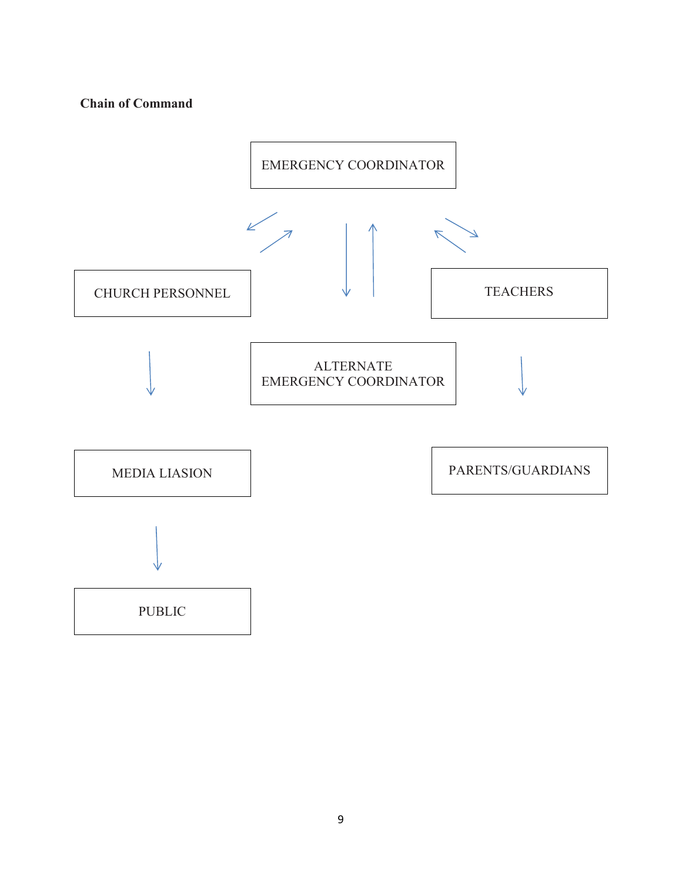**Chain of Command**

EMERGENCY COORDINATOR

CHURCH PERSONNEL

TEACHERS

ALTERNATE EMERGENCY COORDINATOR

MEDIA LIASION

PARENTS/GUARDIANS

PUBLIC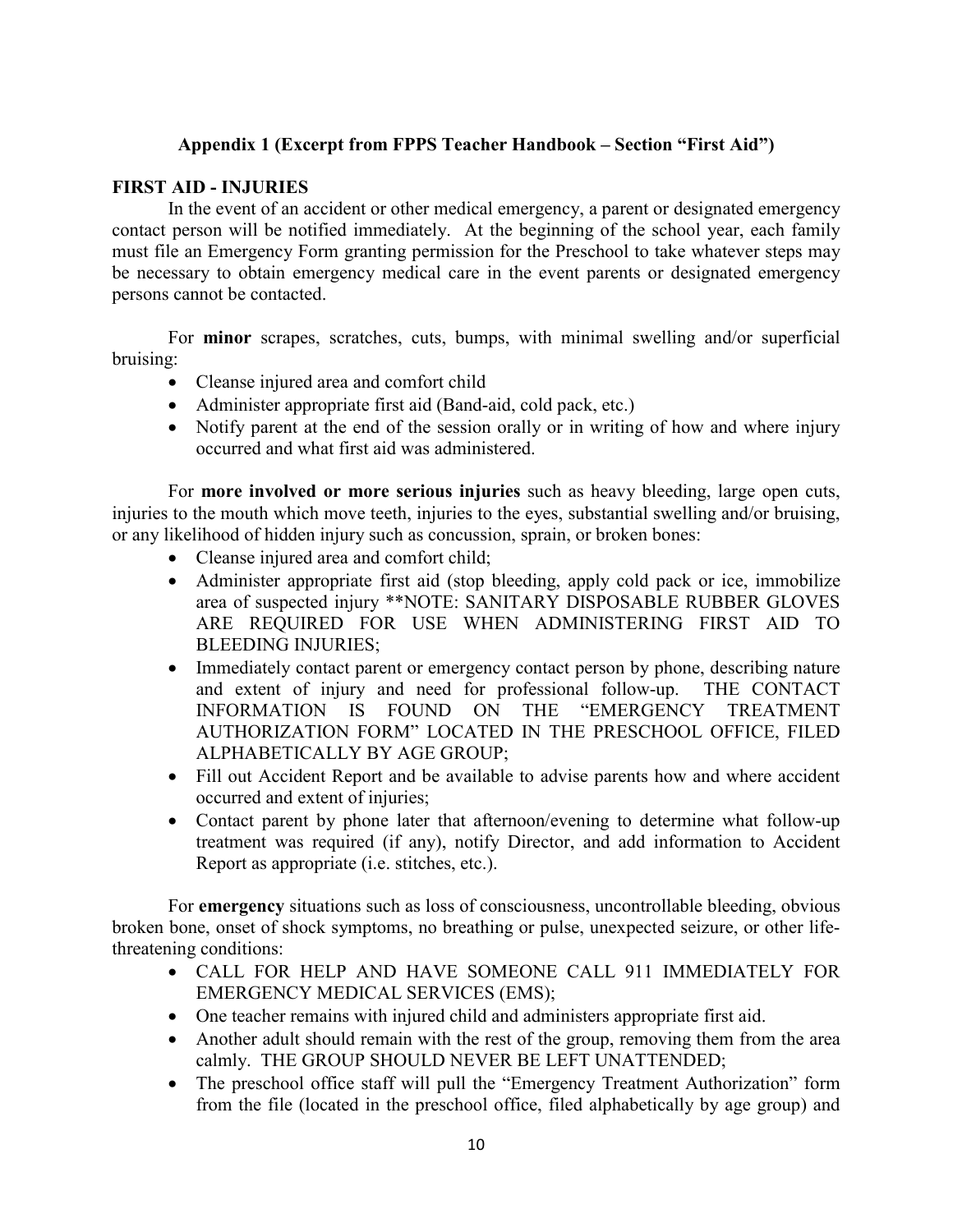### Appendix 1 (Excerpt from FPPS Teacher Handbook – Section "First Aid")

**FIRST AID - INJURIES**

In the event of an accident or other medical emergency, a parent or designated emergency contact person will be notified immediately. At the beginning of the school year, each family must file an Emergency Form granting permission for the Preschool to take whatever steps may be necessary to obtain emergency medical care in the event parents or designated emergency persons cannot be contacted.

For **minor** scrapes, scratches, cuts, bumps, with minimal swelling and/or superficial bruising:

- Cleanse injured area and comfort child
- Administer appropriate first aid (Band-aid, cold pack, etc.)
- Notify parent at the end of the session orally or in writing of how and where injury occurred and what first aid was administered.

For **more involved or more serious injuries** such as heavy bleeding, large open cuts, injuries to the mouth which move teeth, injuries to the eyes, substantial swelling and/or bruising, or any likelihood of hidden injury such as concussion, sprain, or broken bones:

- Cleanse injured area and comfort child;
- Administer appropriate first aid (stop bleeding, apply cold pack or ice, immobilize area of suspected injury **NOTE: SANITARY DISPOSABLE RUBBER GLOVES ARE REQUIRED FOR USE WHEN ADMINISTERING FIRST AID TO BLEEDING INJURIES;
- Immediately contact parent or emergency contact person by phone, describing nature and extent of injury and need for professional follow-up. THE CONTACT INFORMATION IS FOUND ON THE "EMERGENCY TREATMENT AUTHORIZATION FORM" LOCATED IN THE PRESCHOOL OFFICE, FILED ALPHABETICALLY BY AGE GROUP;
- Fill out Accident Report and be available to advise parents how and where accident occurred and extent of injuries;
- Contact parent by phone later that afternoon/evening to determine what follow-up treatment was required (if any), notify Director, and add information to Accident Report as appropriate (i.e. stitches, etc.).

For **emergency** situations such as loss of consciousness, uncontrollable bleeding, obvious broken bone, onset of shock symptoms, no breathing or pulse, unexpected seizure, or other life-threatening conditions:

- CALL FOR HELP AND HAVE SOMEONE CALL 911 IMMEDIATELY FOR EMERGENCY MEDICAL SERVICES (EMS);
- One teacher remains with injured child and administers appropriate first aid.
- Another adult should remain with the rest of the group, removing them from the area calmly. THE GROUP SHOULD NEVER BE LEFT UNATTENDED;
- The preschool office staff will pull the "Emergency Treatment Authorization" form from the file (located in the preschool office, filed alphabetically by age group) and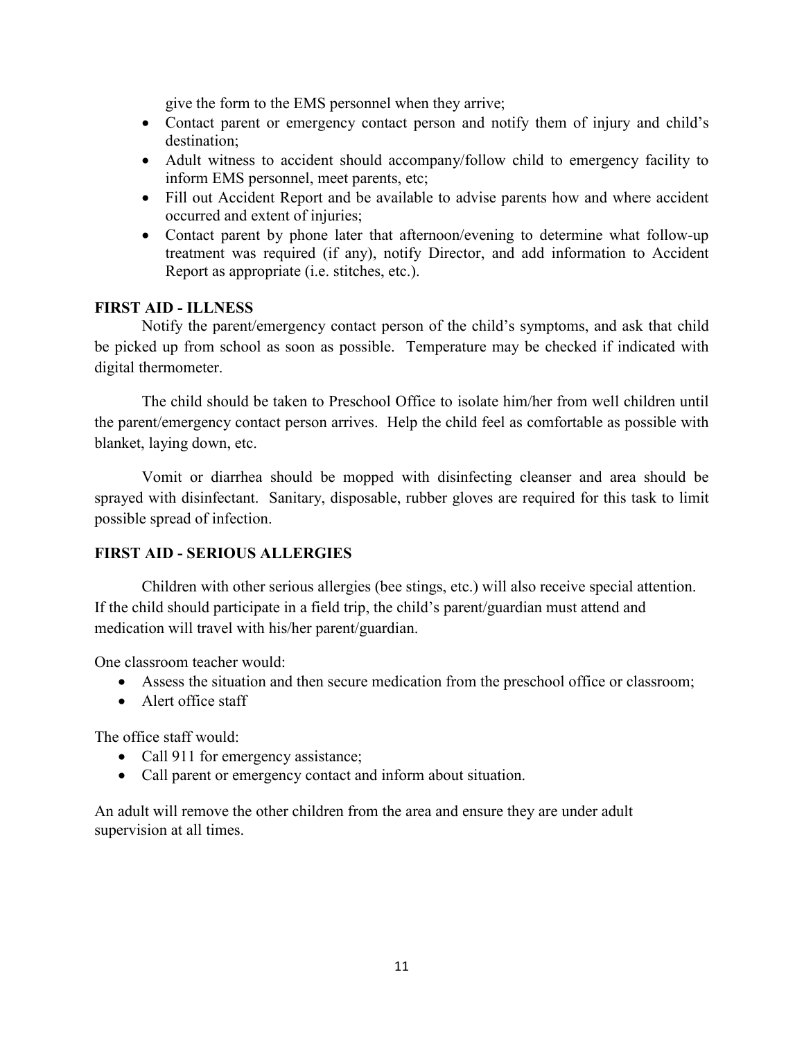give the form to the EMS personnel when they arrive;

- Contact parent or emergency contact person and notify them of injury and child's destination;
- Adult witness to accident should accompany/follow child to emergency facility to inform EMS personnel, meet parents, etc;
- Fill out Accident Report and be available to advise parents how and where accident occurred and extent of injuries;
- Contact parent by phone later that afternoon/evening to determine what follow-up treatment was required (if any), notify Director, and add information to Accident Report as appropriate (i.e. stitches, etc.).

**FIRST AID - ILLNESS**

Notify the parent/emergency contact person of the child's symptoms, and ask that child be picked up from school as soon as possible. Temperature may be checked if indicated with digital thermometer.

The child should be taken to Preschool Office to isolate him/her from well children until the parent/emergency contact person arrives. Help the child feel as comfortable as possible with blanket, laying down, etc.

Vomit or diarrhea should be mopped with disinfecting cleanser and area should be sprayed with disinfectant. Sanitary, disposable, rubber gloves are required for this task to limit possible spread of infection.

**FIRST AID - SERIOUS ALLERGIES**

Children with other serious allergies (bee stings, etc.) will also receive special attention. If the child should participate in a field trip, the child's parent/guardian must attend and medication will travel with his/her parent/guardian.

One classroom teacher would:

- Assess the situation and then secure medication from the preschool office or classroom;
- Alert office staff

The office staff would:

- Call 911 for emergency assistance;
- Call parent or emergency contact and inform about situation.

An adult will remove the other children from the area and ensure they are under adult supervision at all times.